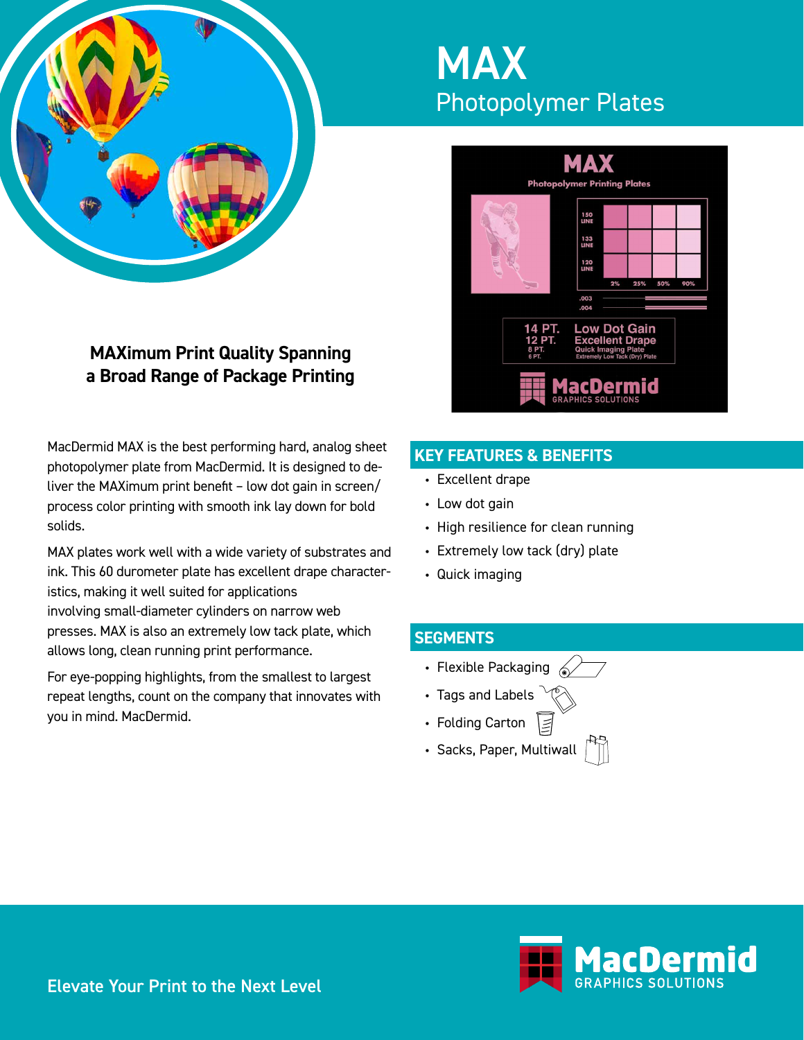# MAX

## Photopolymer Plates

### MAXimum Print Quality Spanning a Broad Range of Package Printing

MacDermid MAX is the best performing hard, analog sheet photopolymer plate from MacDermid. It is designed to deliver the MAXimum print benefit – low dot gain in screen/process color printing with smooth ink lay down for bold solids.

MAX plates work well with a wide variety of substrates and ink. This 60 durometer plate has excellent drape characteristics, making it well suited for applications involving small-diameter cylinders on narrow web presses. MAX is also an extremely low tack plate, which allows long, clean running print performance.

For eye-popping highlights, from the smallest to largest repeat lengths, count on the company that innovates with you in mind. MacDermid.

## KEY FEATURES & BENEFITS

- Excellent drape
- Low dot gain
- High resilience for clean running
- Extremely low tack (dry) plate
- Quick imaging

## SEGMENTS

- Flexible Packaging
- Tags and Labels
- Folding Carton
- Sacks, Paper, Multiwall

Elevate Your Print to the Next Level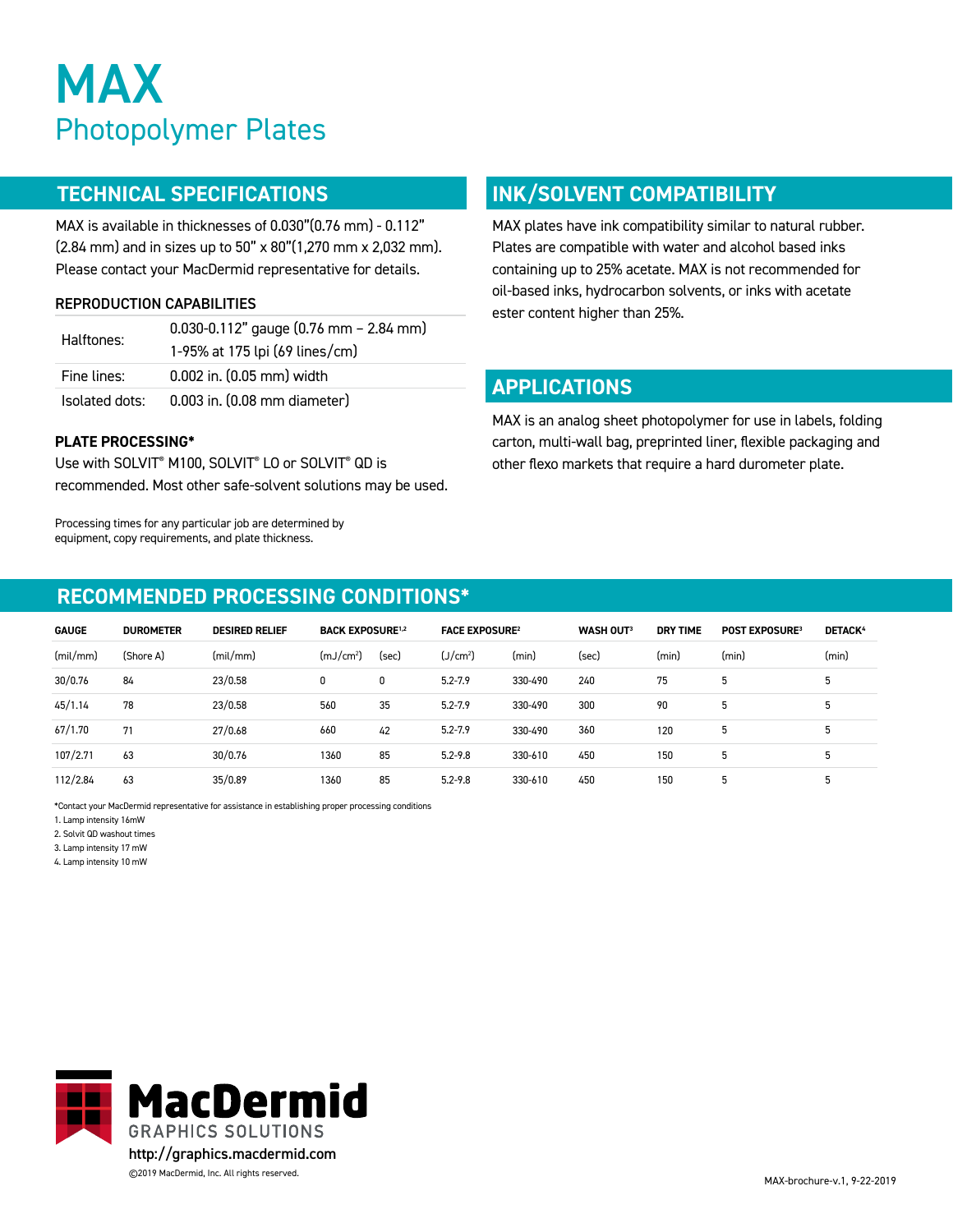# MAX

## Photopolymer Plates

## TECHNICAL SPECIFICATIONS

MAX is available in thicknesses of 0.030"(0.76 mm) - 0.112" (2.84 mm) and in sizes up to 50" x 80"(1,270 mm x 2,032 mm). Please contact your MacDermid representative for details.

### REPRODUCTION CAPABILITIES

| | |
|---|---|
| Halftones: | 0.030-0.112" gauge (0.76 mm – 2.84 mm) 1-95% at 175 lpi (69 lines/cm) |
| Fine lines: | 0.002 in. (0.05 mm) width |
| Isolated dots: | 0.003 in. (0.08 mm diameter) |

### PLATE PROCESSING*

Use with SOLVIT® M100, SOLVIT® LO or SOLVIT® QD is recommended. Most other safe-solvent solutions may be used.

Processing times for any particular job are determined by equipment, copy requirements, and plate thickness.

## INK/SOLVENT COMPATIBILITY

MAX plates have ink compatibility similar to natural rubber. Plates are compatible with water and alcohol based inks containing up to 25% acetate. MAX is not recommended for oil-based inks, hydrocarbon solvents, or inks with acetate ester content higher than 25%.

## APPLICATIONS

MAX is an analog sheet photopolymer for use in labels, folding carton, multi-wall bag, preprinted liner, flexible packaging and other flexo markets that require a hard durometer plate.

## RECOMMENDED PROCESSING CONDITIONS*

| GAUGE | DUROMETER | DESIRED RELIEF | BACK EXPOSURE[1,2] | | FACE EXPOSURE[2] | | WASH OUT[3] | DRY TIME | POST EXPOSURE[3] | DETACK[4] |
|---|---|---|---|---|---|---|---|---|---|---|
| (mil/mm) | (Shore A) | (mil/mm) | (mJ/cm²) | (sec) | (J/cm²) | (min) | (sec) | (min) | (min) | (min) |
| 30/0.76 | 84 | 23/0.58 | 0 | 0 | 5.2-7.9 | 330-490 | 240 | 75 | 5 | 5 |
| 45/1.14 | 78 | 23/0.58 | 560 | 35 | 5.2-7.9 | 330-490 | 300 | 90 | 5 | 5 |
| 67/1.70 | 71 | 27/0.68 | 660 | 42 | 5.2-7.9 | 330-490 | 360 | 120 | 5 | 5 |
| 107/2.71 | 63 | 30/0.76 | 1360 | 85 | 5.2-9.8 | 330-610 | 450 | 150 | 5 | 5 |
| 112/2.84 | 63 | 35/0.89 | 1360 | 85 | 5.2-9.8 | 330-610 | 450 | 150 | 5 | 5 |

*Contact your MacDermid representative for assistance in establishing proper processing conditions

1. Lamp intensity 16mW
2. Solvit QD washout times
3. Lamp intensity 17 mW
4. Lamp intensity 10 mW

MacDermid GRAPHICS SOLUTIONS

http://graphics.macdermid.com

©2019 MacDermid, Inc. All rights reserved.

MAX-brochure-v.1, 9-22-2019